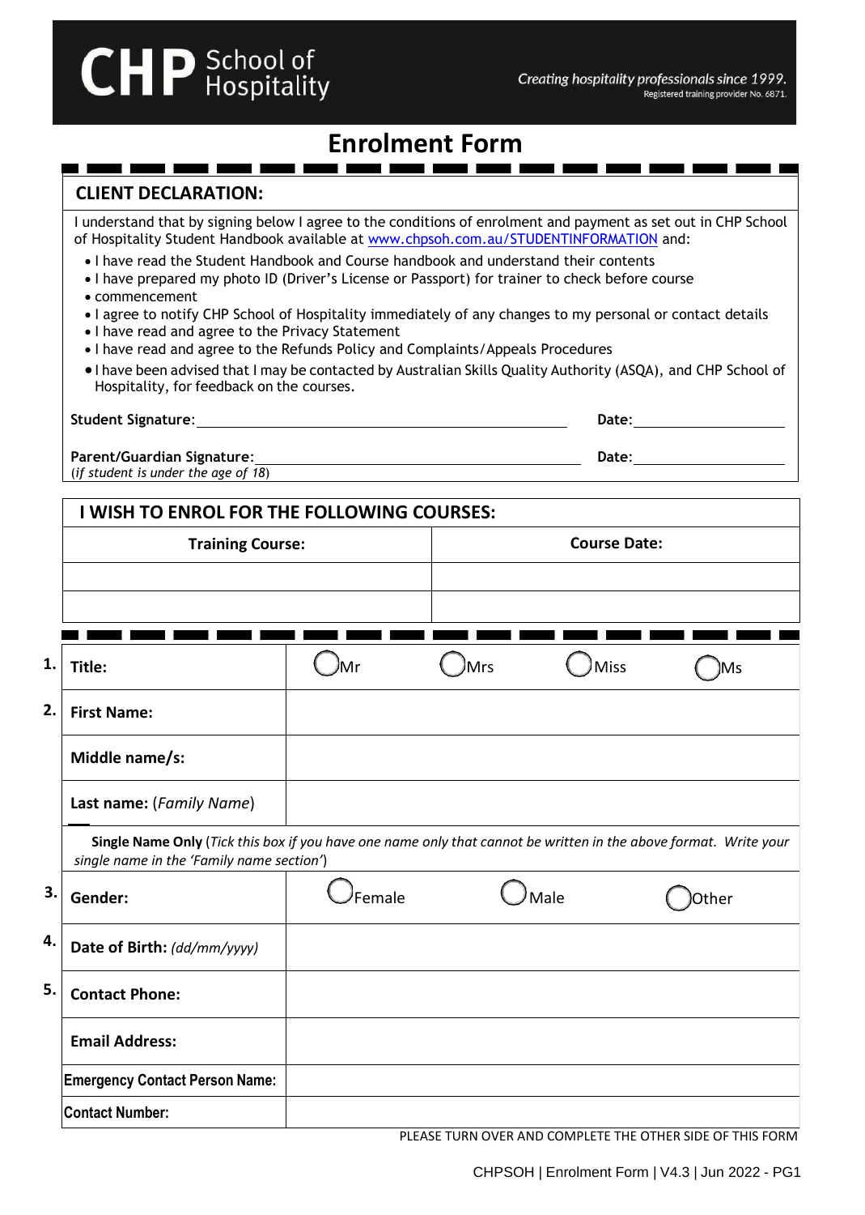**CHP** School of Hospitality

*Creating hospitality professionals since 1999.*
Registered training provider No. 6871.

# Enrolment Form

## CLIENT DECLARATION:

I understand that by signing below I agree to the conditions of enrolment and payment as set out in CHP School of Hospitality Student Handbook available at www.chpsoh.com.au/STUDENTINFORMATION and:

- I have read the Student Handbook and Course handbook and understand their contents
- I have prepared my photo ID (Driver's License or Passport) for trainer to check before course
- commencement
- I agree to notify CHP School of Hospitality immediately of any changes to my personal or contact details
- I have read and agree to the Privacy Statement
- I have read and agree to the Refunds Policy and Complaints/Appeals Procedures
- I have been advised that I may be contacted by Australian Skills Quality Authority (ASQA), and CHP School of Hospitality, for feedback on the courses.

**Student Signature:** ______________________ **Date:** __________

**Parent/Guardian Signature:** ______________________ **Date:** __________
(*if student is under the age of 18*)

## I WISH TO ENROL FOR THE FOLLOWING COURSES:

| Training Course: | Course Date: |
|---|---|
| | |
| | |

| | | | | | |
|---|---|---|---|---|---|
| 1. | **Title:** | ◯ Mr | ◯ Mrs | ◯ Miss | ◯ Ms |
| 2. | **First Name:** | | | | |
| | **Middle name/s:** | | | | |
| | **Last name:** (*Family Name*) | | | | |
| | ☐ **Single Name Only** (*Tick this box if you have one name only that cannot be written in the above format. Write your single name in the 'Family name section'*) | | | | |
| 3. | **Gender:** | ◯ Female | ◯ Male | ◯ Other | |
| 4. | **Date of Birth:** *(dd/mm/yyyy)* | | | | |
| 5. | **Contact Phone:** | | | | |
| | **Email Address:** | | | | |
| | **Emergency Contact Person Name:** | | | | |
| | **Contact Number:** | | | | |

PLEASE TURN OVER AND COMPLETE THE OTHER SIDE OF THIS FORM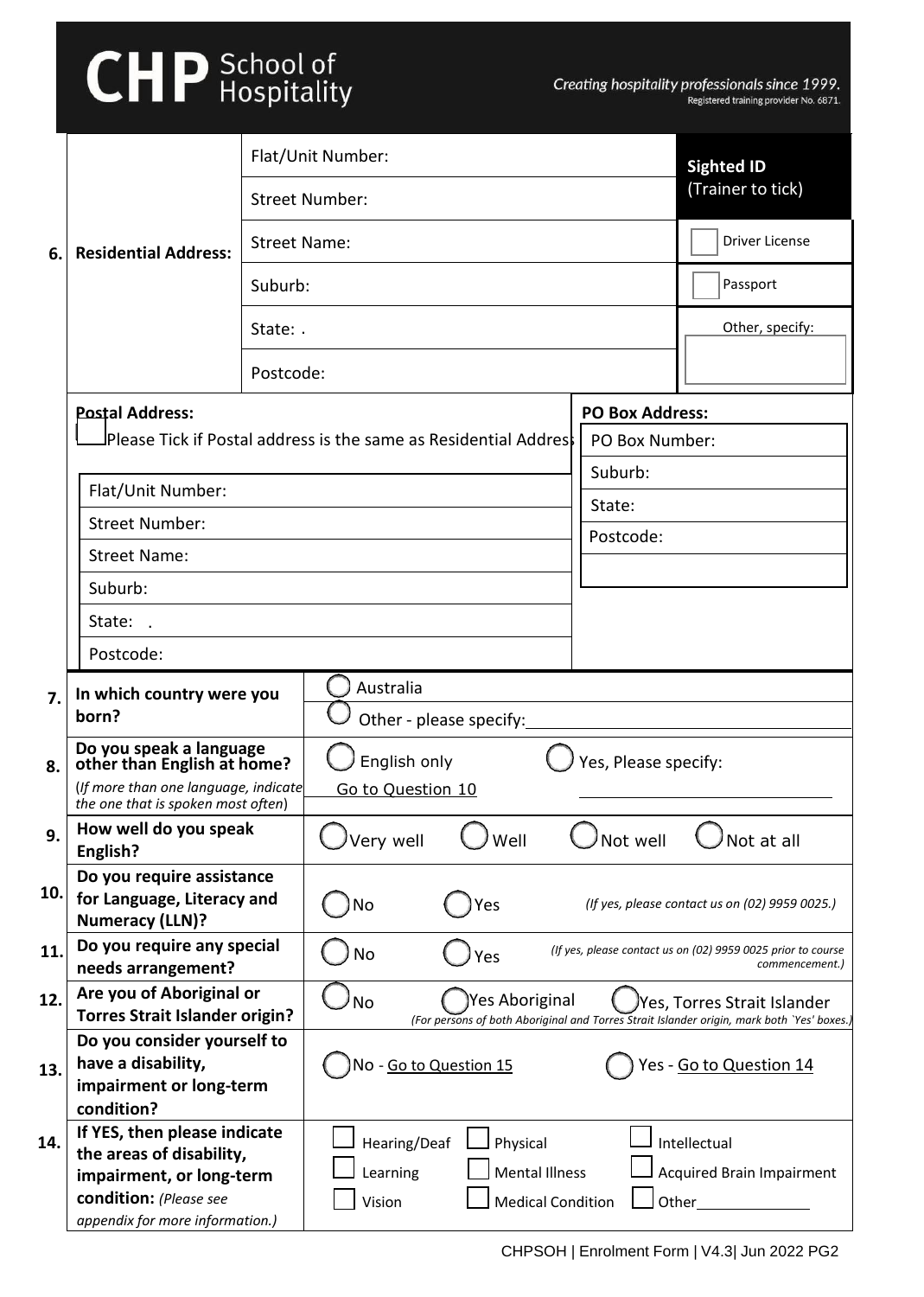# CHP School of Hospitality

*Creating hospitality professionals since 1999.*
Registered training provider No. 6871.

| | | | |
|---|---|---|---|
| **6.** | **Residential Address:** | Flat/Unit Number: | **Sighted ID** (Trainer to tick) |
| | | Street Number: | |
| | | Street Name: | ☐ Driver License |
| | | Suburb: | ☐ Passport |
| | | State: . | Other, specify: |
| | | Postcode: | |

**Postal Address:**

☐ Please Tick if Postal address is the same as Residential Address

| Postal Address | PO Box Address: |
|---|---|
| Flat/Unit Number: | PO Box Number: |
| Street Number: | Suburb: |
| Street Name: | State: |
| Suburb: | Postcode: |
| State: . | |
| Postcode: | |

| | | |
|---|---|---|
| **7.** | **In which country were you born?** | ◯ Australia ◯ Other - please specify:\_\_\_\_\_\_\_\_\_\_ |
| **8.** | **Do you speak a language other than English at home?** (*If more than one language, indicate the one that is spoken most often*) | ◯ English only Go to Question 10 ◯ Yes, Please specify:\_\_\_\_\_\_\_\_\_\_ |
| **9.** | **How well do you speak English?** | ◯ Very well ◯ Well ◯ Not well ◯ Not at all |
| **10.** | **Do you require assistance for Language, Literacy and Numeracy (LLN)?** | ◯ No ◯ Yes *(If yes, please contact us on (02) 9959 0025.)* |
| **11.** | **Do you require any special needs arrangement?** | ◯ No ◯ Yes *(If yes, please contact us on (02) 9959 0025 prior to course commencement.)* |
| **12.** | **Are you of Aboriginal or Torres Strait Islander origin?** | ◯ No ◯ Yes Aboriginal ◯ Yes, Torres Strait Islander *(For persons of both Aboriginal and Torres Strait Islander origin, mark both `Yes' boxes.)* |
| **13.** | **Do you consider yourself to have a disability, impairment or long-term condition?** | ◯ No - Go to Question 15 ◯ Yes - Go to Question 14 |
| **14.** | **If YES, then please indicate the areas of disability, impairment, or long-term condition:** *(Please see appendix for more information.)* | ☐ Hearing/Deaf ☐ Physical ☐ Intellectual ☐ Learning ☐ Mental Illness ☐ Acquired Brain Impairment ☐ Vision ☐ Medical Condition ☐ Other\_\_\_\_\_\_\_\_\_\_ |

CHPSOH | Enrolment Form | V4.3| Jun 2022 PG2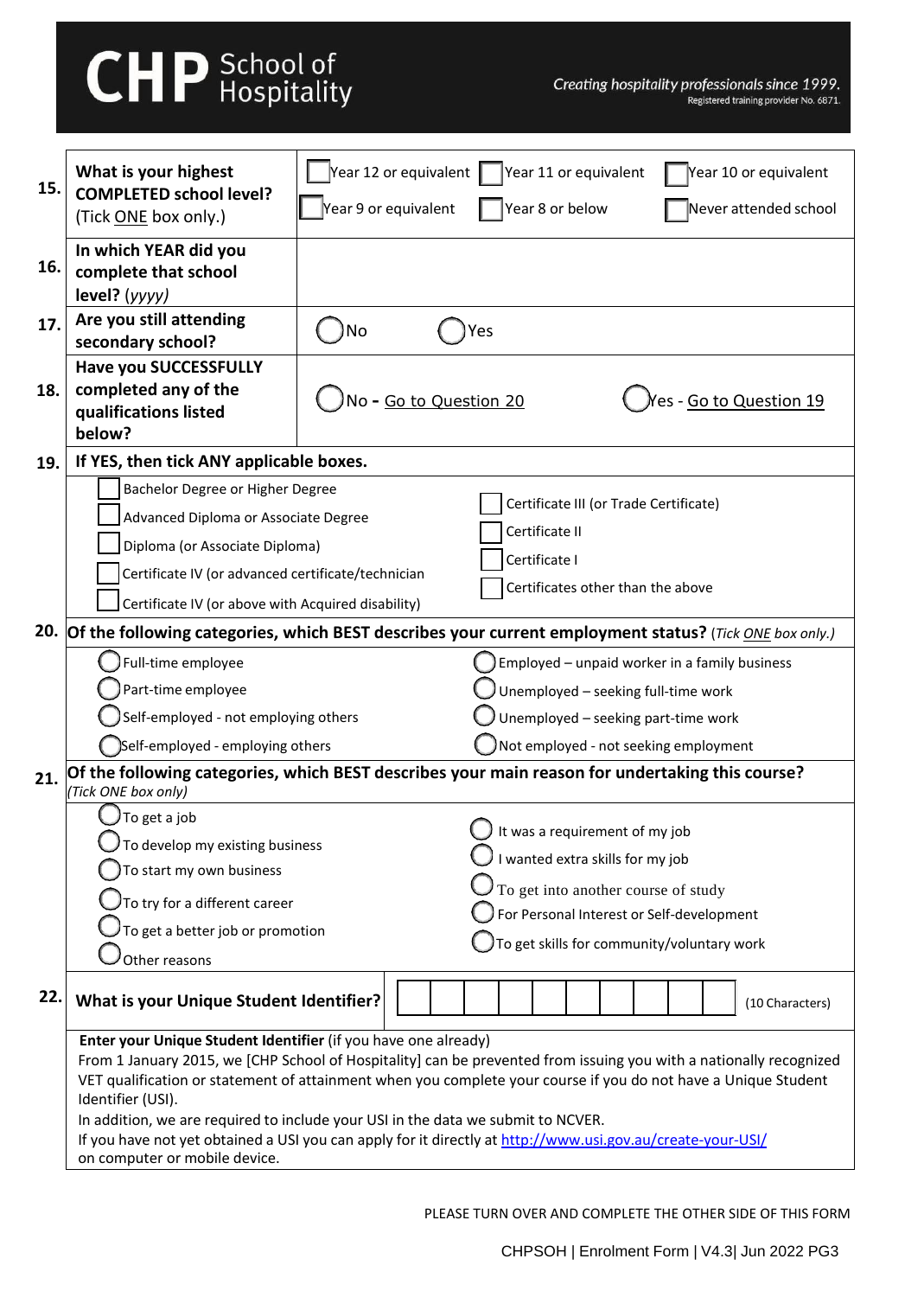# CHP School of Hospitality

*Creating hospitality professionals since 1999.*
Registered training provider No. 6871.

| | | |
|---|---|---|
| **15.** | **What is your highest COMPLETED school level?** (Tick ONE box only.) | ☐ Year 12 or equivalent ☐ Year 11 or equivalent ☐ Year 10 or equivalent ☐ Year 9 or equivalent ☐ Year 8 or below ☐ Never attended school |
| **16.** | **In which YEAR did you complete that school level?** *(yyyy)* | |
| **17.** | **Are you still attending secondary school?** | ◯ No ◯ Yes |
| **18.** | **Have you SUCCESSFULLY completed any of the qualifications listed below?** | ◯ No - Go to Question 20 ◯ Yes - Go to Question 19 |

**19. If YES, then tick ANY applicable boxes.**

- ☐ Bachelor Degree or Higher Degree
- ☐ Advanced Diploma or Associate Degree
- ☐ Diploma (or Associate Diploma)
- ☐ Certificate IV (or advanced certificate/technician
- ☐ Certificate IV (or above with Acquired disability)
- ☐ Certificate III (or Trade Certificate)
- ☐ Certificate II
- ☐ Certificate I
- ☐ Certificates other than the above

**20. Of the following categories, which BEST describes your current employment status?** *(Tick ONE box only.)*

- ◯ Full-time employee
- ◯ Part-time employee
- ◯ Self-employed - not employing others
- ◯ Self-employed - employing others
- ◯ Employed – unpaid worker in a family business
- ◯ Unemployed – seeking full-time work
- ◯ Unemployed – seeking part-time work
- ◯ Not employed - not seeking employment

**21. Of the following categories, which BEST describes your main reason for undertaking this course?** *(Tick ONE box only)*

- ◯ To get a job
- ◯ To develop my existing business
- ◯ To start my own business
- ◯ To try for a different career
- ◯ To get a better job or promotion
- ◯ Other reasons
- ◯ It was a requirement of my job
- ◯ I wanted extra skills for my job
- ◯ To get into another course of study
- ◯ For Personal Interest or Self-development
- ◯ To get skills for community/voluntary work

**22. What is your Unique Student Identifier?** ☐☐☐☐☐☐☐☐☐☐ (10 Characters)

**Enter your Unique Student Identifier** (if you have one already)
From 1 January 2015, we [CHP School of Hospitality] can be prevented from issuing you with a nationally recognized VET qualification or statement of attainment when you complete your course if you do not have a Unique Student Identifier (USI).
In addition, we are required to include your USI in the data we submit to NCVER.
If you have not yet obtained a USI you can apply for it directly at http://www.usi.gov.au/create-your-USI/ on computer or mobile device.

PLEASE TURN OVER AND COMPLETE THE OTHER SIDE OF THIS FORM

CHPSOH | Enrolment Form | V4.3| Jun 2022 PG3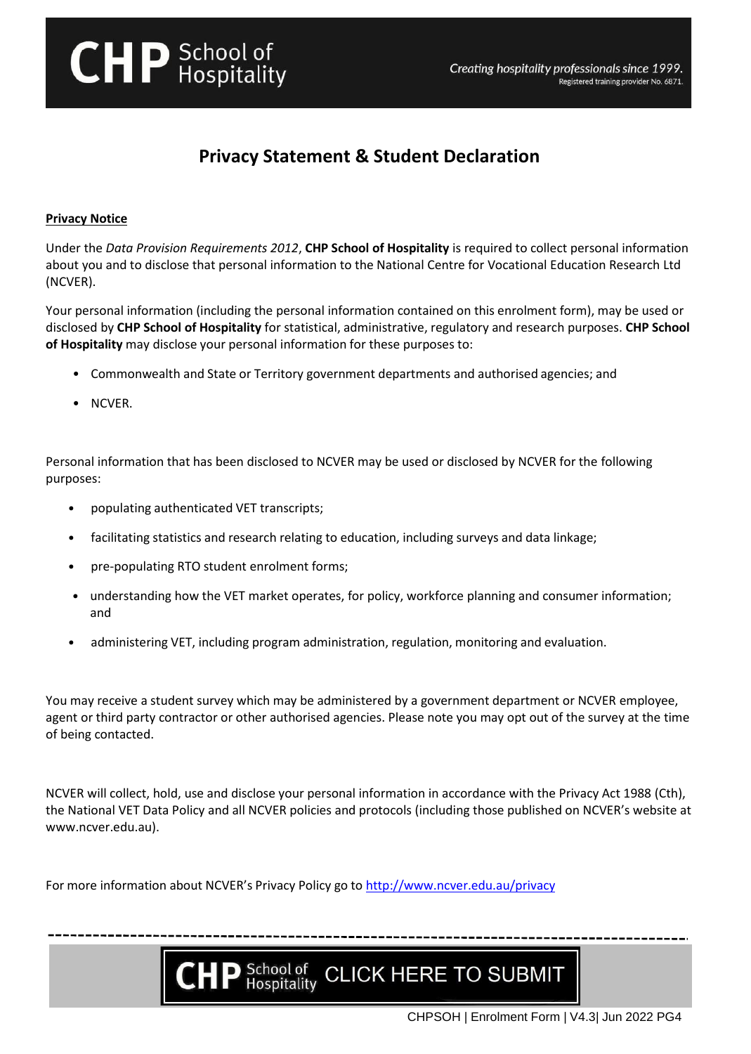# Privacy Statement & Student Declaration

**Privacy Notice**

Under the *Data Provision Requirements 2012*, **CHP School of Hospitality** is required to collect personal information about you and to disclose that personal information to the National Centre for Vocational Education Research Ltd (NCVER).

Your personal information (including the personal information contained on this enrolment form), may be used or disclosed by **CHP School of Hospitality** for statistical, administrative, regulatory and research purposes. **CHP School of Hospitality** may disclose your personal information for these purposes to:

- Commonwealth and State or Territory government departments and authorised agencies; and
- NCVER.

Personal information that has been disclosed to NCVER may be used or disclosed by NCVER for the following purposes:

- populating authenticated VET transcripts;
- facilitating statistics and research relating to education, including surveys and data linkage;
- pre-populating RTO student enrolment forms;
- understanding how the VET market operates, for policy, workforce planning and consumer information; and
- administering VET, including program administration, regulation, monitoring and evaluation.

You may receive a student survey which may be administered by a government department or NCVER employee, agent or third party contractor or other authorised agencies. Please note you may opt out of the survey at the time of being contacted.

NCVER will collect, hold, use and disclose your personal information in accordance with the Privacy Act 1988 (Cth), the National VET Data Policy and all NCVER policies and protocols (including those published on NCVER's website at www.ncver.edu.au).

For more information about NCVER's Privacy Policy go to http://www.ncver.edu.au/privacy

CHP School of Hospitality CLICK HERE TO SUBMIT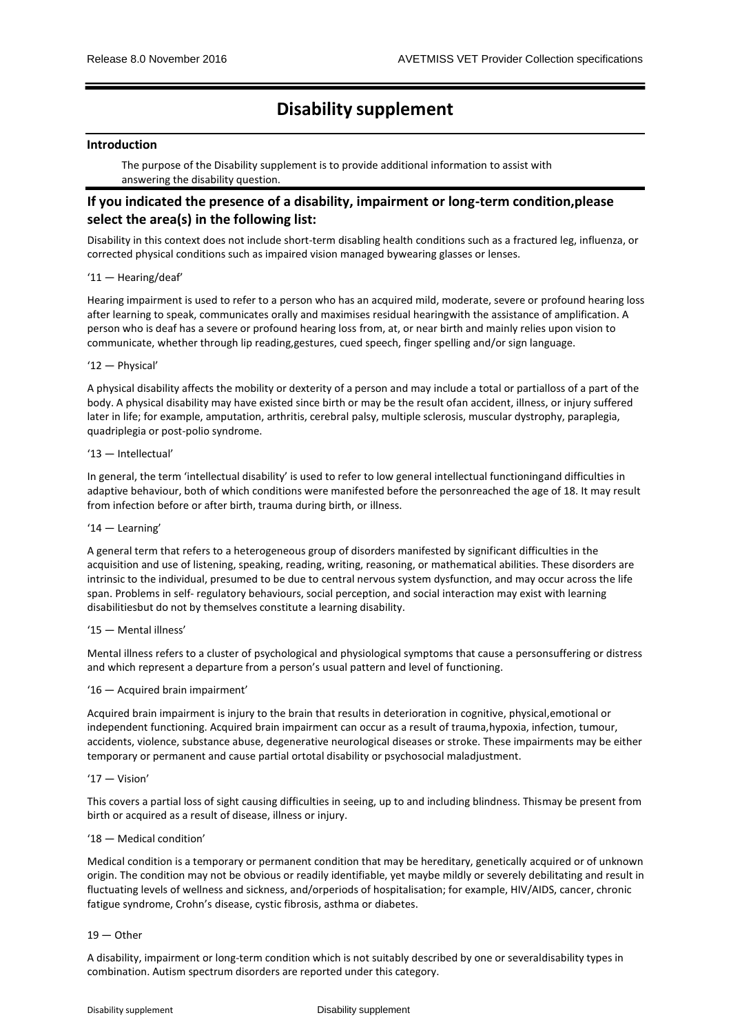# Disability supplement

**Introduction**

The purpose of the Disability supplement is to provide additional information to assist with answering the disability question.

## If you indicated the presence of a disability, impairment or long-term condition,please select the area(s) in the following list:

Disability in this context does not include short-term disabling health conditions such as a fractured leg, influenza, or corrected physical conditions such as impaired vision managed bywearing glasses or lenses.

'11 — Hearing/deaf'

Hearing impairment is used to refer to a person who has an acquired mild, moderate, severe or profound hearing loss after learning to speak, communicates orally and maximises residual hearingwith the assistance of amplification. A person who is deaf has a severe or profound hearing loss from, at, or near birth and mainly relies upon vision to communicate, whether through lip reading,gestures, cued speech, finger spelling and/or sign language.

'12 — Physical'

A physical disability affects the mobility or dexterity of a person and may include a total or partialloss of a part of the body. A physical disability may have existed since birth or may be the result ofan accident, illness, or injury suffered later in life; for example, amputation, arthritis, cerebral palsy, multiple sclerosis, muscular dystrophy, paraplegia, quadriplegia or post-polio syndrome.

'13 — Intellectual'

In general, the term 'intellectual disability' is used to refer to low general intellectual functioningand difficulties in adaptive behaviour, both of which conditions were manifested before the personreached the age of 18. It may result from infection before or after birth, trauma during birth, or illness.

'14 — Learning'

A general term that refers to a heterogeneous group of disorders manifested by significant difficulties in the acquisition and use of listening, speaking, reading, writing, reasoning, or mathematical abilities. These disorders are intrinsic to the individual, presumed to be due to central nervous system dysfunction, and may occur across the life span. Problems in self- regulatory behaviours, social perception, and social interaction may exist with learning disabilitiesbut do not by themselves constitute a learning disability.

'15 — Mental illness'

Mental illness refers to a cluster of psychological and physiological symptoms that cause a personsuffering or distress and which represent a departure from a person's usual pattern and level of functioning.

'16 — Acquired brain impairment'

Acquired brain impairment is injury to the brain that results in deterioration in cognitive, physical,emotional or independent functioning. Acquired brain impairment can occur as a result of trauma,hypoxia, infection, tumour, accidents, violence, substance abuse, degenerative neurological diseases or stroke. These impairments may be either temporary or permanent and cause partial ortotal disability or psychosocial maladjustment.

'17 — Vision'

This covers a partial loss of sight causing difficulties in seeing, up to and including blindness. Thismay be present from birth or acquired as a result of disease, illness or injury.

'18 — Medical condition'

Medical condition is a temporary or permanent condition that may be hereditary, genetically acquired or of unknown origin. The condition may not be obvious or readily identifiable, yet maybe mildly or severely debilitating and result in fluctuating levels of wellness and sickness, and/orperiods of hospitalisation; for example, HIV/AIDS, cancer, chronic fatigue syndrome, Crohn's disease, cystic fibrosis, asthma or diabetes.

19 — Other

A disability, impairment or long-term condition which is not suitably described by one or severaldisability types in combination. Autism spectrum disorders are reported under this category.